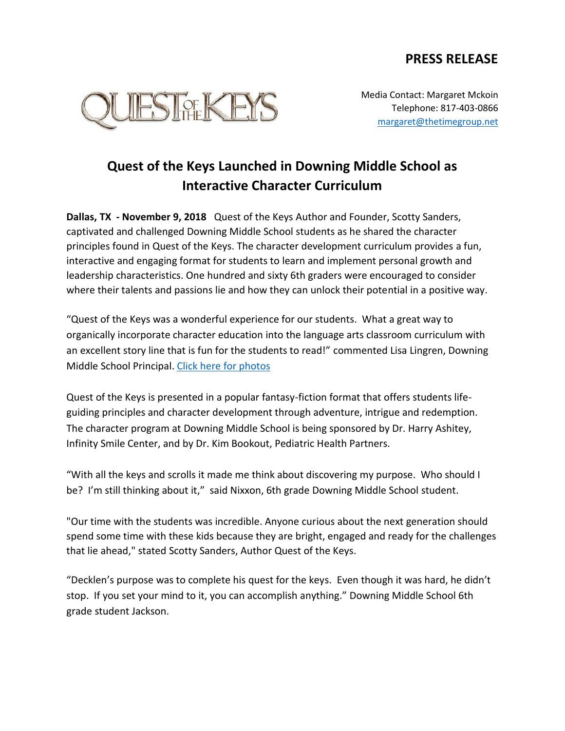**PRESS RELEASE**

QUEST OF THE KEYS

Media Contact: Margaret Mckoin
Telephone: 817-403-0866
margaret@thetimegroup.net

# Quest of the Keys Launched in Downing Middle School as Interactive Character Curriculum

**Dallas, TX - November 9, 2018** Quest of the Keys Author and Founder, Scotty Sanders, captivated and challenged Downing Middle School students as he shared the character principles found in Quest of the Keys. The character development curriculum provides a fun, interactive and engaging format for students to learn and implement personal growth and leadership characteristics. One hundred and sixty 6th graders were encouraged to consider where their talents and passions lie and how they can unlock their potential in a positive way.

"Quest of the Keys was a wonderful experience for our students. What a great way to organically incorporate character education into the language arts classroom curriculum with an excellent story line that is fun for the students to read!" commented Lisa Lingren, Downing Middle School Principal. [Click here for photos]

Quest of the Keys is presented in a popular fantasy-fiction format that offers students life-guiding principles and character development through adventure, intrigue and redemption. The character program at Downing Middle School is being sponsored by Dr. Harry Ashitey, Infinity Smile Center, and by Dr. Kim Bookout, Pediatric Health Partners.

"With all the keys and scrolls it made me think about discovering my purpose. Who should I be? I'm still thinking about it," said Nixxon, 6th grade Downing Middle School student.

"Our time with the students was incredible. Anyone curious about the next generation should spend some time with these kids because they are bright, engaged and ready for the challenges that lie ahead," stated Scotty Sanders, Author Quest of the Keys.

"Decklen's purpose was to complete his quest for the keys. Even though it was hard, he didn't stop. If you set your mind to it, you can accomplish anything." Downing Middle School 6th grade student Jackson.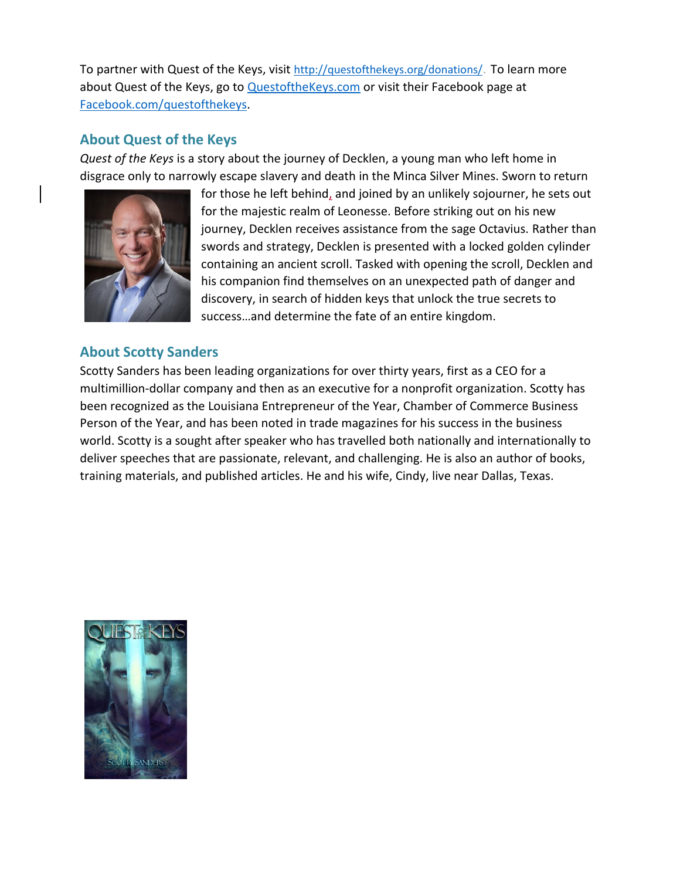To partner with Quest of the Keys, visit http://questofthekeys.org/donations/. To learn more about Quest of the Keys, go to QuestoftheKeys.com or visit their Facebook page at Facebook.com/questofthekeys.

## About Quest of the Keys

*Quest of the Keys* is a story about the journey of Decklen, a young man who left home in disgrace only to narrowly escape slavery and death in the Minca Silver Mines. Sworn to return for those he left behind, and joined by an unlikely sojourner, he sets out for the majestic realm of Leonesse. Before striking out on his new journey, Decklen receives assistance from the sage Octavius. Rather than swords and strategy, Decklen is presented with a locked golden cylinder containing an ancient scroll. Tasked with opening the scroll, Decklen and his companion find themselves on an unexpected path of danger and discovery, in search of hidden keys that unlock the true secrets to success…and determine the fate of an entire kingdom.

## About Scotty Sanders

Scotty Sanders has been leading organizations for over thirty years, first as a CEO for a multimillion-dollar company and then as an executive for a nonprofit organization. Scotty has been recognized as the Louisiana Entrepreneur of the Year, Chamber of Commerce Business Person of the Year, and has been noted in trade magazines for his success in the business world. Scotty is a sought after speaker who has travelled both nationally and internationally to deliver speeches that are passionate, relevant, and challenging. He is also an author of books, training materials, and published articles. He and his wife, Cindy, live near Dallas, Texas.